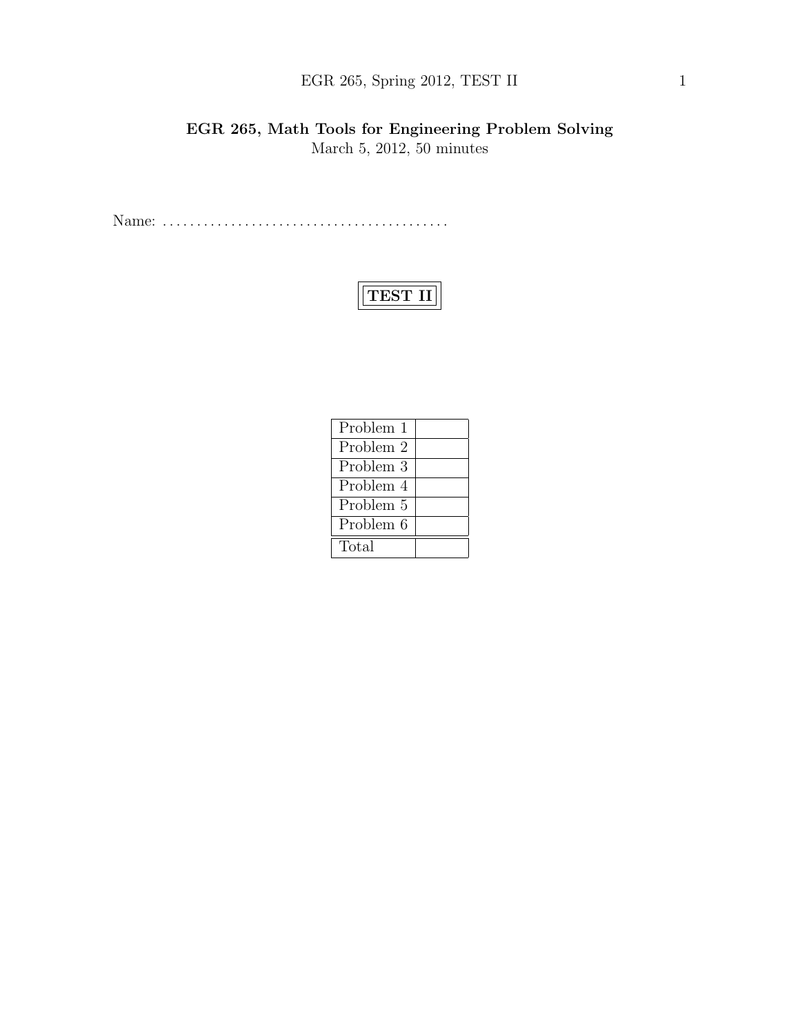# EGR 265, Math Tools for Engineering Problem Solving

March 5, 2012, 50 minutes

Name: . . . . . . . . . . . . . . . . . . . . . . . . . . . . . . . . . . . . . . . . .

## TEST II

| Problem 1 | |
|---|---|
| Problem 2 | |
| Problem 3 | |
| Problem 4 | |
| Problem 5 | |
| Problem 6 | |
| Total | |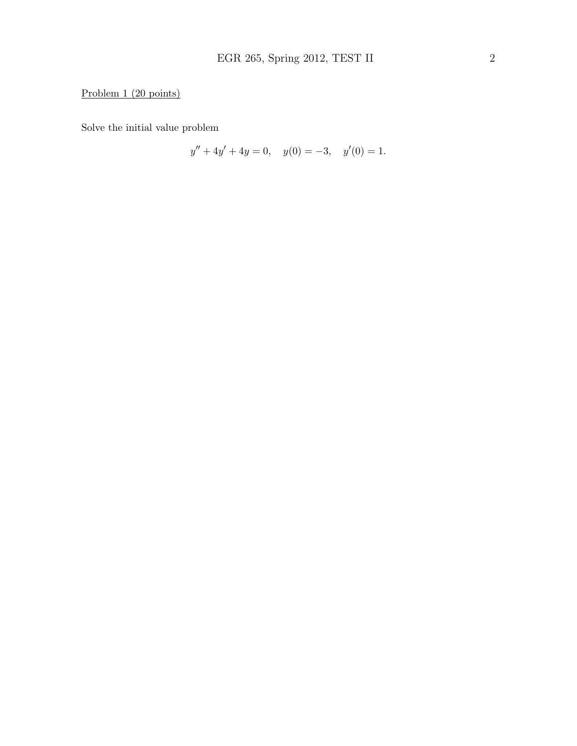Problem 1 (20 points)

Solve the initial value problem

$$y'' + 4y' + 4y = 0, \quad y(0) = -3, \quad y'(0) = 1.$$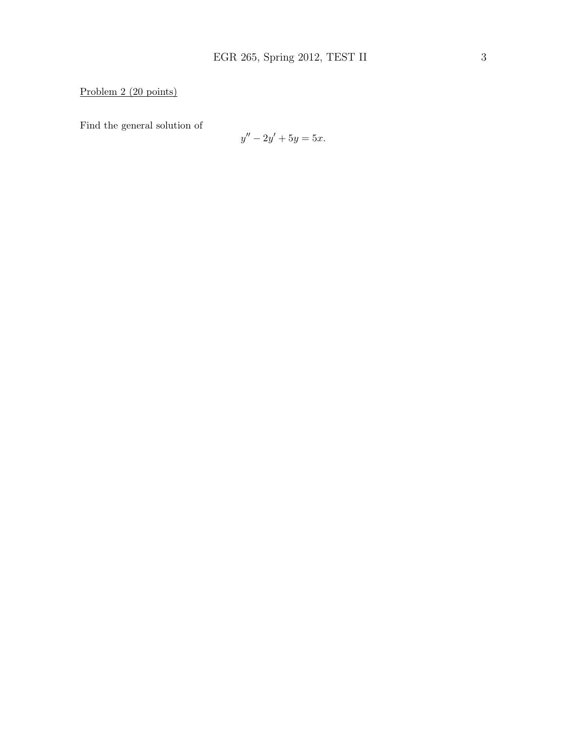Problem 2 (20 points)

Find the general solution of

$$y'' - 2y' + 5y = 5x.$$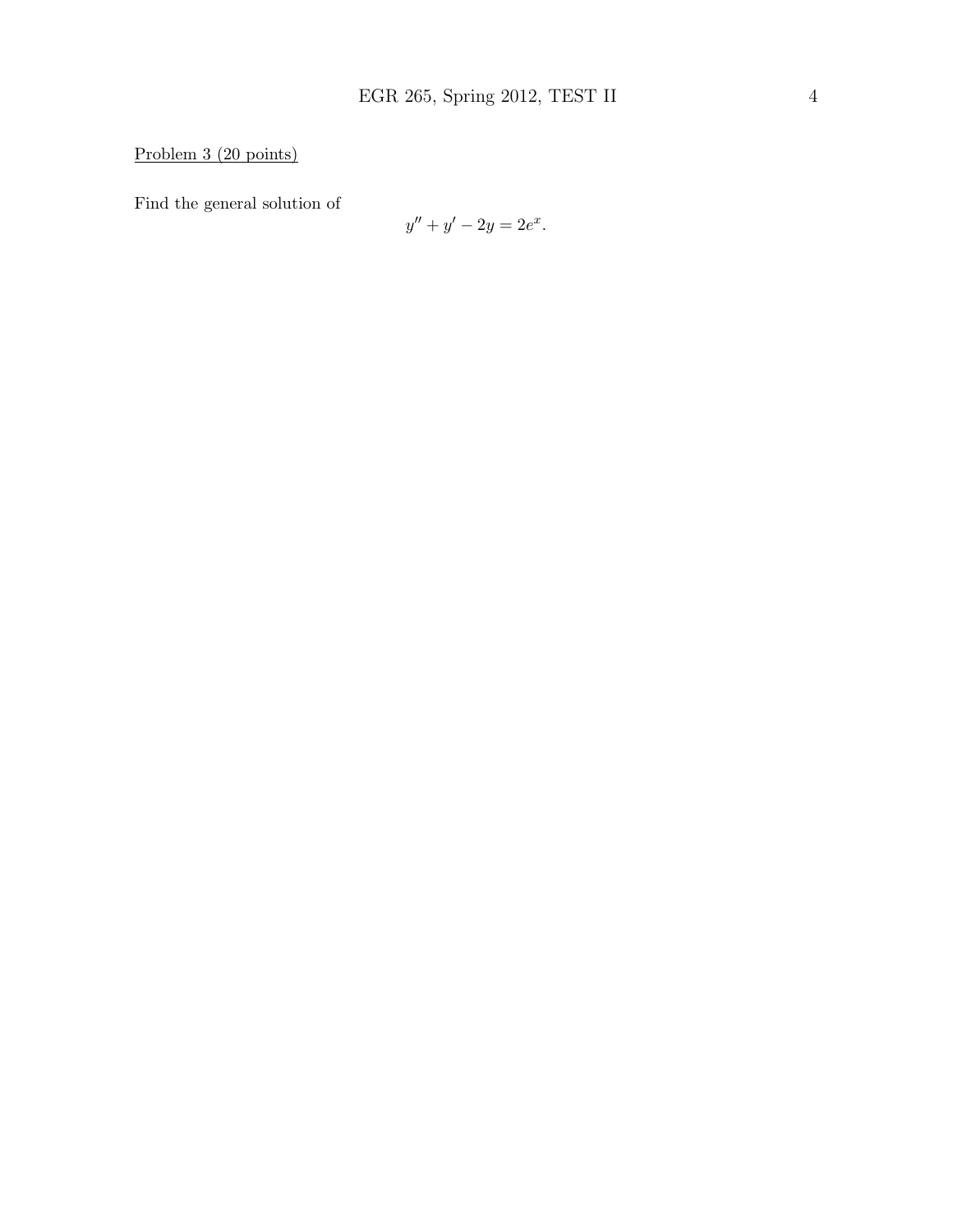Problem 3 (20 points)

Find the general solution of

$$y'' + y' - 2y = 2e^x.$$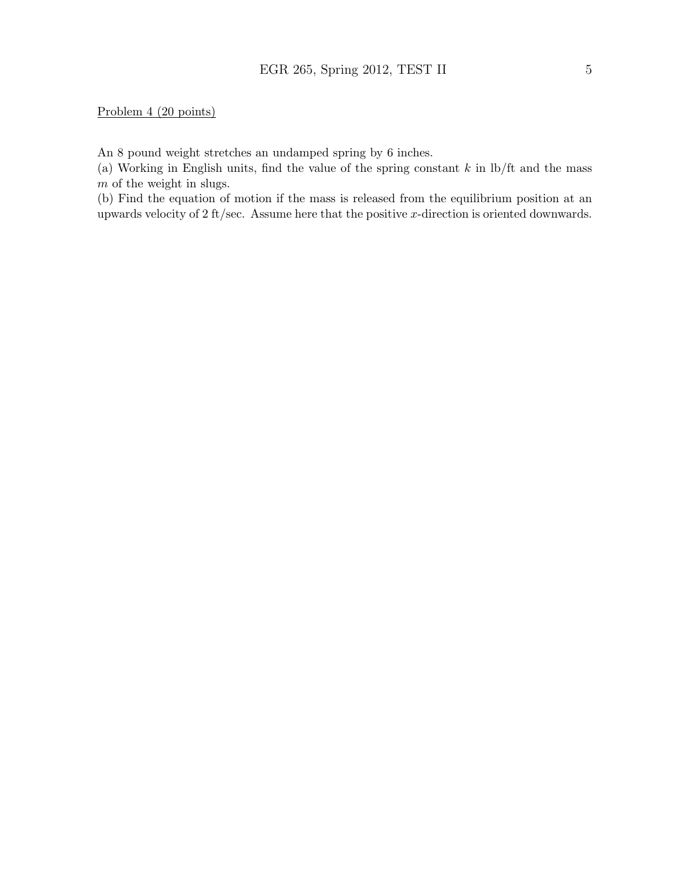Problem 4 (20 points)

An 8 pound weight stretches an undamped spring by 6 inches.

(a) Working in English units, find the value of the spring constant $k$ in lb/ft and the mass $m$ of the weight in slugs.

(b) Find the equation of motion if the mass is released from the equilibrium position at an upwards velocity of 2 ft/sec. Assume here that the positive $x$-direction is oriented downwards.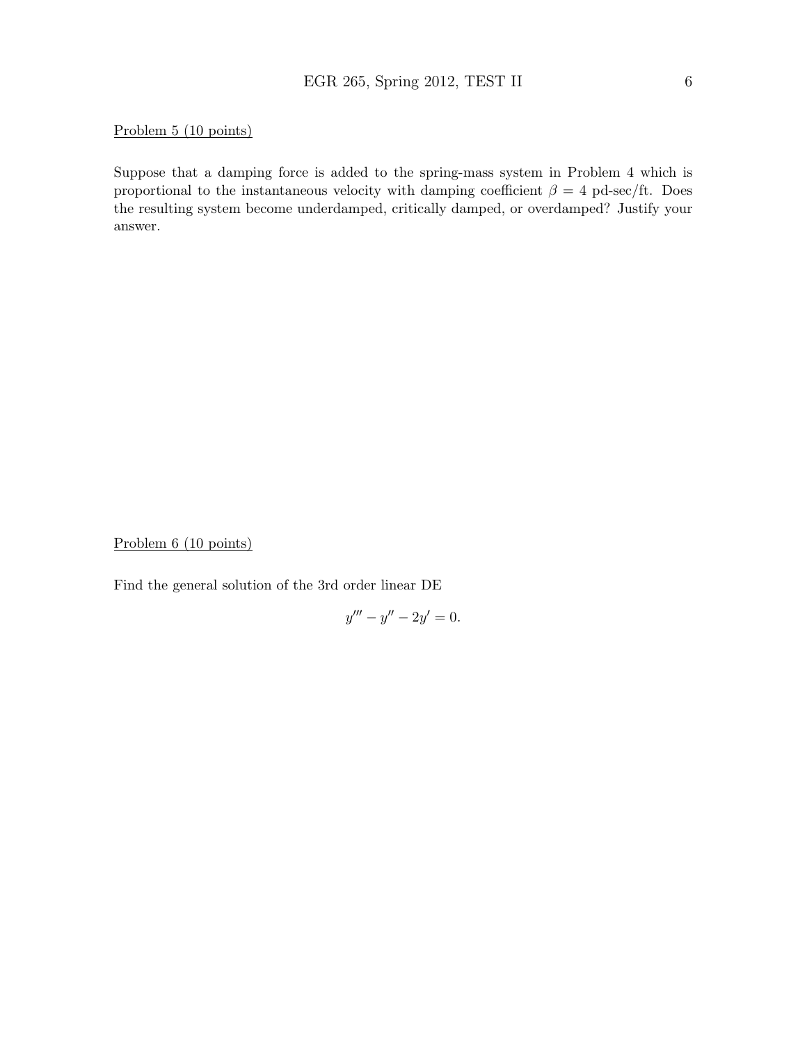Problem 5 (10 points)

Suppose that a damping force is added to the spring-mass system in Problem 4 which is proportional to the instantaneous velocity with damping coefficient $\beta = 4$ pd-sec/ft. Does the resulting system become underdamped, critically damped, or overdamped? Justify your answer.

Problem 6 (10 points)

Find the general solution of the 3rd order linear DE

$$y''' - y'' - 2y' = 0.$$